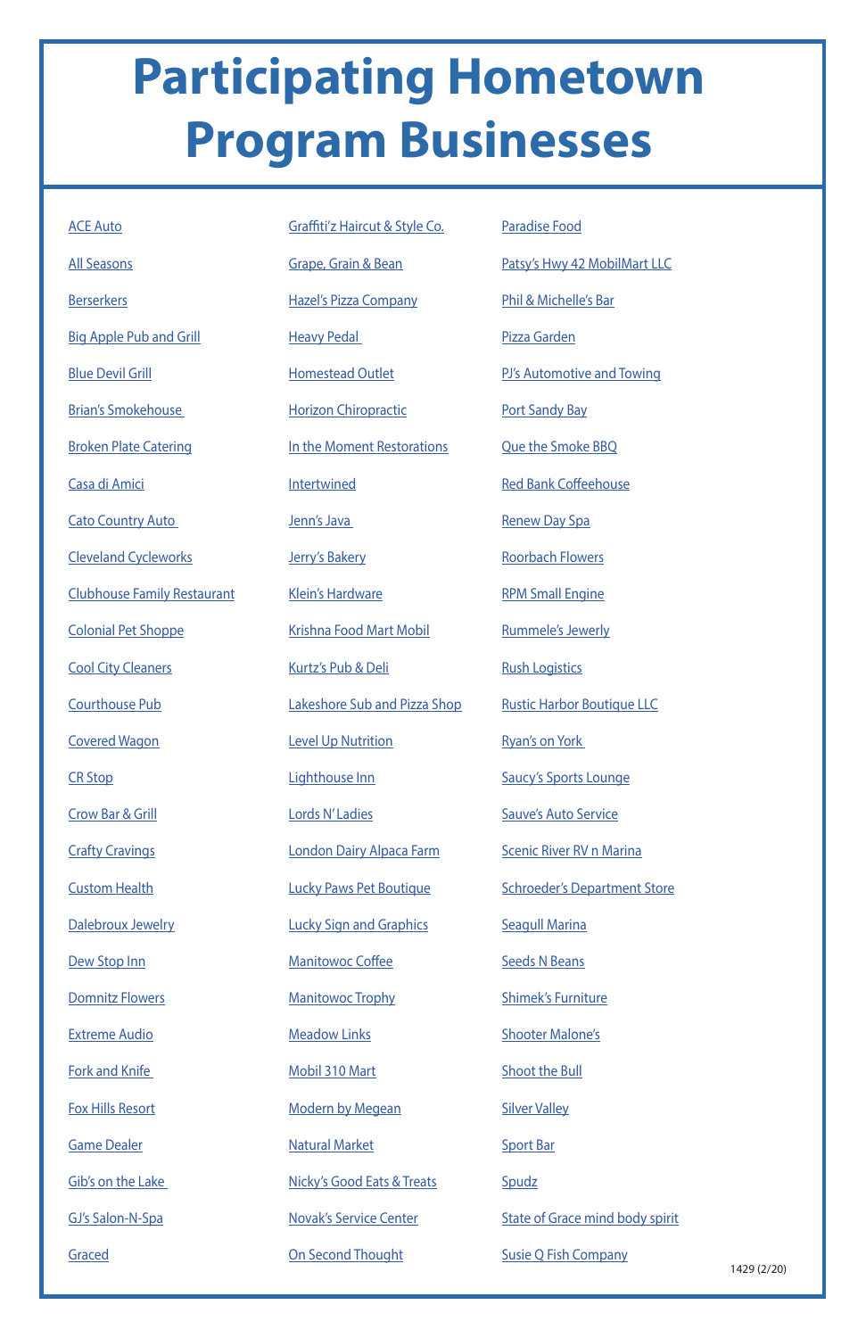# Participating Hometown Program Businesses

- ACE Auto
- All Seasons
- Berserkers
- Big Apple Pub and Grill
- Blue Devil Grill
- Brian's Smokehouse
- Broken Plate Catering
- Casa di Amici
- Cato Country Auto
- Cleveland Cycleworks
- Clubhouse Family Restaurant
- Colonial Pet Shoppe
- Cool City Cleaners
- Courthouse Pub
- Covered Wagon
- CR Stop
- Crow Bar & Grill
- Crafty Cravings
- Custom Health
- Dalebroux Jewelry
- Dew Stop Inn
- Domnitz Flowers
- Extreme Audio
- Fork and Knife
- Fox Hills Resort
- Game Dealer
- Gib's on the Lake
- GJ's Salon-N-Spa
- Graced
- Graffiti'z Haircut & Style Co.
- Grape, Grain & Bean
- Hazel's Pizza Company
- Heavy Pedal
- Homestead Outlet
- Horizon Chiropractic
- In the Moment Restorations
- Intertwined
- Jenn's Java
- Jerry's Bakery
- Klein's Hardware
- Krishna Food Mart Mobil
- Kurtz's Pub & Deli
- Lakeshore Sub and Pizza Shop
- Level Up Nutrition
- Lighthouse Inn
- Lords N' Ladies
- London Dairy Alpaca Farm
- Lucky Paws Pet Boutique
- Lucky Sign and Graphics
- Manitowoc Coffee
- Manitowoc Trophy
- Meadow Links
- Mobil 310 Mart
- Modern by Megean
- Natural Market
- Nicky's Good Eats & Treats
- Novak's Service Center
- On Second Thought
- Paradise Food
- Patsy's Hwy 42 MobilMart LLC
- Phil & Michelle's Bar
- Pizza Garden
- PJ's Automotive and Towing
- Port Sandy Bay
- Que the Smoke BBQ
- Red Bank Coffeehouse
- Renew Day Spa
- Roorbach Flowers
- RPM Small Engine
- Rummele's Jewerly
- Rush Logistics
- Rustic Harbor Boutique LLC
- Ryan's on York
- Saucy's Sports Lounge
- Sauve's Auto Service
- Scenic River RV n Marina
- Schroeder's Department Store
- Seagull Marina
- Seeds N Beans
- Shimek's Furniture
- Shooter Malone's
- Shoot the Bull
- Silver Valley
- Sport Bar
- Spudz
- State of Grace mind body spirit
- Susie Q Fish Company

1429 (2/20)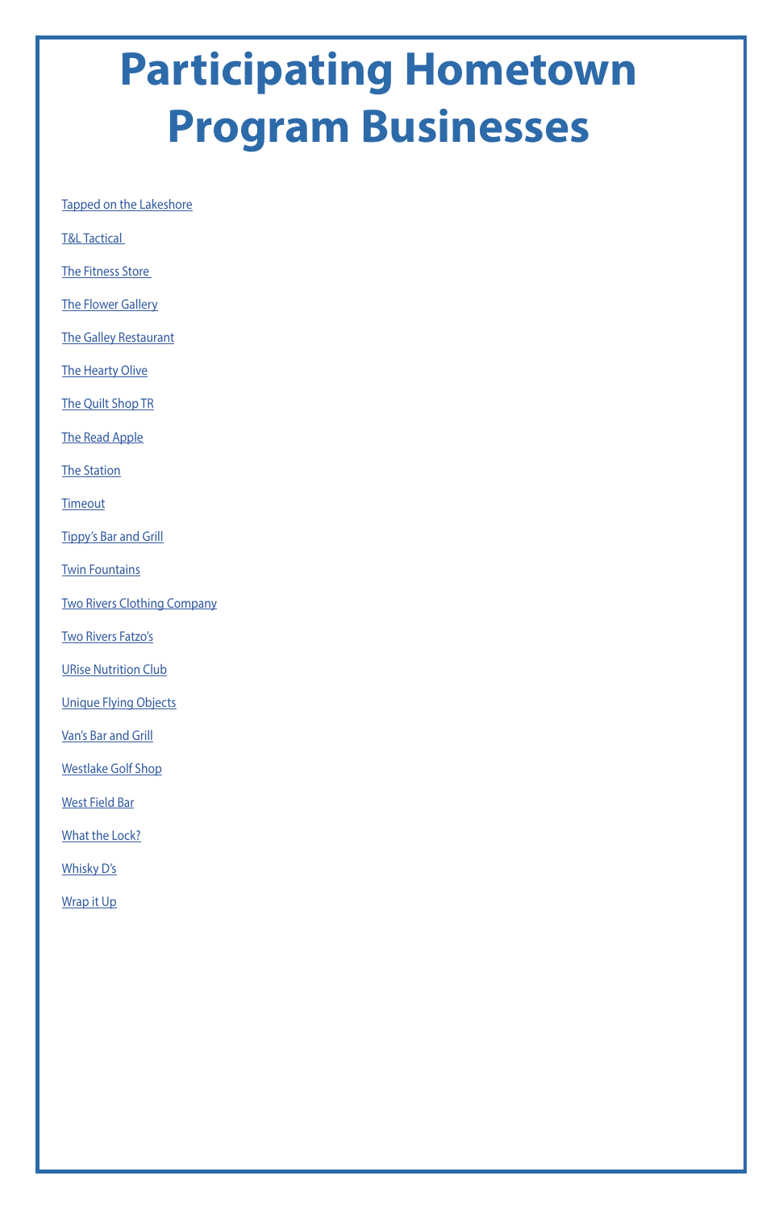# Participating Hometown Program Businesses

Tapped on the Lakeshore

T&L Tactical

The Fitness Store

The Flower Gallery

The Galley Restaurant

The Hearty Olive

The Quilt Shop TR

The Read Apple

The Station

Timeout

Tippy's Bar and Grill

Twin Fountains

Two Rivers Clothing Company

Two Rivers Fatzo's

URise Nutrition Club

Unique Flying Objects

Van's Bar and Grill

Westlake Golf Shop

West Field Bar

What the Lock?

Whisky D's

Wrap it Up